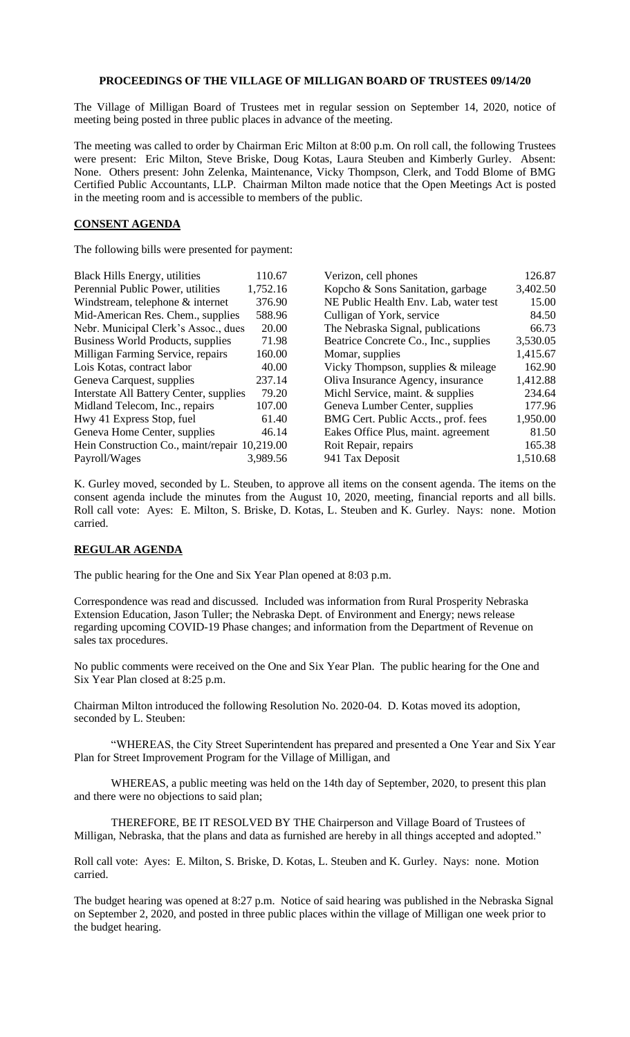**PROCEEDINGS OF THE VILLAGE OF MILLIGAN BOARD OF TRUSTEES 09/14/20**

The Village of Milligan Board of Trustees met in regular session on September 14, 2020, notice of meeting being posted in three public places in advance of the meeting.

The meeting was called to order by Chairman Eric Milton at 8:00 p.m. On roll call, the following Trustees were present: Eric Milton, Steve Briske, Doug Kotas, Laura Steuben and Kimberly Gurley. Absent: None. Others present: John Zelenka, Maintenance, Vicky Thompson, Clerk, and Todd Blome of BMG Certified Public Accountants, LLP. Chairman Milton made notice that the Open Meetings Act is posted in the meeting room and is accessible to members of the public.

**CONSENT AGENDA**

The following bills were presented for payment:

| | | | |
|---|---|---|---|
| Black Hills Energy, utilities | 110.67 | Verizon, cell phones | 126.87 |
| Perennial Public Power, utilities | 1,752.16 | Kopcho & Sons Sanitation, garbage | 3,402.50 |
| Windstream, telephone & internet | 376.90 | NE Public Health Env. Lab, water test | 15.00 |
| Mid-American Res. Chem., supplies | 588.96 | Culligan of York, service | 84.50 |
| Nebr. Municipal Clerk's Assoc., dues | 20.00 | The Nebraska Signal, publications | 66.73 |
| Business World Products, supplies | 71.98 | Beatrice Concrete Co., Inc., supplies | 3,530.05 |
| Milligan Farming Service, repairs | 160.00 | Momar, supplies | 1,415.67 |
| Lois Kotas, contract labor | 40.00 | Vicky Thompson, supplies & mileage | 162.90 |
| Geneva Carquest, supplies | 237.14 | Oliva Insurance Agency, insurance | 1,412.88 |
| Interstate All Battery Center, supplies | 79.20 | Michl Service, maint. & supplies | 234.64 |
| Midland Telecom, Inc., repairs | 107.00 | Geneva Lumber Center, supplies | 177.96 |
| Hwy 41 Express Stop, fuel | 61.40 | BMG Cert. Public Accts., prof. fees | 1,950.00 |
| Geneva Home Center, supplies | 46.14 | Eakes Office Plus, maint. agreement | 81.50 |
| Hein Construction Co., maint/repair | 10,219.00 | Roit Repair, repairs | 165.38 |
| Payroll/Wages | 3,989.56 | 941 Tax Deposit | 1,510.68 |

K. Gurley moved, seconded by L. Steuben, to approve all items on the consent agenda. The items on the consent agenda include the minutes from the August 10, 2020, meeting, financial reports and all bills. Roll call vote: Ayes: E. Milton, S. Briske, D. Kotas, L. Steuben and K. Gurley. Nays: none. Motion carried.

**REGULAR AGENDA**

The public hearing for the One and Six Year Plan opened at 8:03 p.m.

Correspondence was read and discussed. Included was information from Rural Prosperity Nebraska Extension Education, Jason Tuller; the Nebraska Dept. of Environment and Energy; news release regarding upcoming COVID-19 Phase changes; and information from the Department of Revenue on sales tax procedures.

No public comments were received on the One and Six Year Plan. The public hearing for the One and Six Year Plan closed at 8:25 p.m.

Chairman Milton introduced the following Resolution No. 2020-04. D. Kotas moved its adoption, seconded by L. Steuben:

"WHEREAS, the City Street Superintendent has prepared and presented a One Year and Six Year Plan for Street Improvement Program for the Village of Milligan, and

WHEREAS, a public meeting was held on the 14th day of September, 2020, to present this plan and there were no objections to said plan;

THEREFORE, BE IT RESOLVED BY THE Chairperson and Village Board of Trustees of Milligan, Nebraska, that the plans and data as furnished are hereby in all things accepted and adopted."

Roll call vote: Ayes: E. Milton, S. Briske, D. Kotas, L. Steuben and K. Gurley. Nays: none. Motion carried.

The budget hearing was opened at 8:27 p.m. Notice of said hearing was published in the Nebraska Signal on September 2, 2020, and posted in three public places within the village of Milligan one week prior to the budget hearing.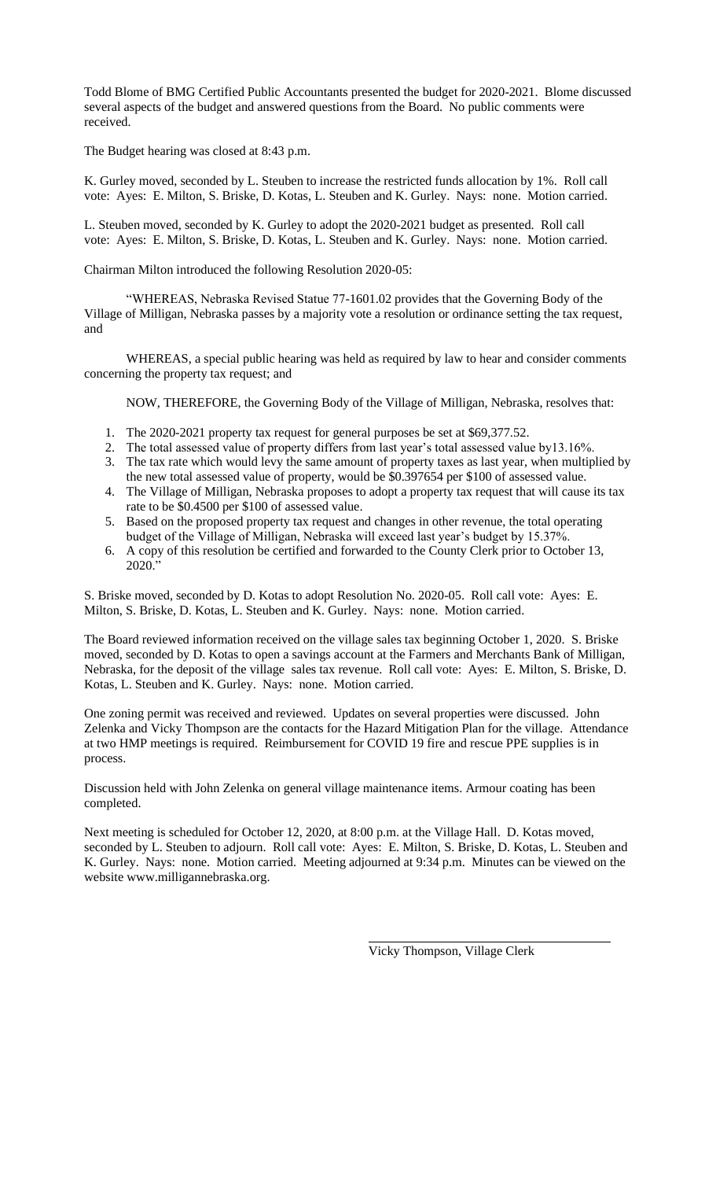Todd Blome of BMG Certified Public Accountants presented the budget for 2020-2021. Blome discussed several aspects of the budget and answered questions from the Board. No public comments were received.

The Budget hearing was closed at 8:43 p.m.

K. Gurley moved, seconded by L. Steuben to increase the restricted funds allocation by 1%. Roll call vote: Ayes: E. Milton, S. Briske, D. Kotas, L. Steuben and K. Gurley. Nays: none. Motion carried.

L. Steuben moved, seconded by K. Gurley to adopt the 2020-2021 budget as presented. Roll call vote: Ayes: E. Milton, S. Briske, D. Kotas, L. Steuben and K. Gurley. Nays: none. Motion carried.

Chairman Milton introduced the following Resolution 2020-05:

"WHEREAS, Nebraska Revised Statue 77-1601.02 provides that the Governing Body of the Village of Milligan, Nebraska passes by a majority vote a resolution or ordinance setting the tax request, and

WHEREAS, a special public hearing was held as required by law to hear and consider comments concerning the property tax request; and

NOW, THEREFORE, the Governing Body of the Village of Milligan, Nebraska, resolves that:

1. The 2020-2021 property tax request for general purposes be set at $69,377.52.
2. The total assessed value of property differs from last year's total assessed value by13.16%.
3. The tax rate which would levy the same amount of property taxes as last year, when multiplied by the new total assessed value of property, would be $0.397654 per $100 of assessed value.
4. The Village of Milligan, Nebraska proposes to adopt a property tax request that will cause its tax rate to be $0.4500 per $100 of assessed value.
5. Based on the proposed property tax request and changes in other revenue, the total operating budget of the Village of Milligan, Nebraska will exceed last year's budget by 15.37%.
6. A copy of this resolution be certified and forwarded to the County Clerk prior to October 13, 2020."

S. Briske moved, seconded by D. Kotas to adopt Resolution No. 2020-05. Roll call vote: Ayes: E. Milton, S. Briske, D. Kotas, L. Steuben and K. Gurley. Nays: none. Motion carried.

The Board reviewed information received on the village sales tax beginning October 1, 2020. S. Briske moved, seconded by D. Kotas to open a savings account at the Farmers and Merchants Bank of Milligan, Nebraska, for the deposit of the village sales tax revenue. Roll call vote: Ayes: E. Milton, S. Briske, D. Kotas, L. Steuben and K. Gurley. Nays: none. Motion carried.

One zoning permit was received and reviewed. Updates on several properties were discussed. John Zelenka and Vicky Thompson are the contacts for the Hazard Mitigation Plan for the village. Attendance at two HMP meetings is required. Reimbursement for COVID 19 fire and rescue PPE supplies is in process.

Discussion held with John Zelenka on general village maintenance items. Armour coating has been completed.

Next meeting is scheduled for October 12, 2020, at 8:00 p.m. at the Village Hall. D. Kotas moved, seconded by L. Steuben to adjourn. Roll call vote: Ayes: E. Milton, S. Briske, D. Kotas, L. Steuben and K. Gurley. Nays: none. Motion carried. Meeting adjourned at 9:34 p.m. Minutes can be viewed on the website www.milligannebraska.org.

Vicky Thompson, Village Clerk